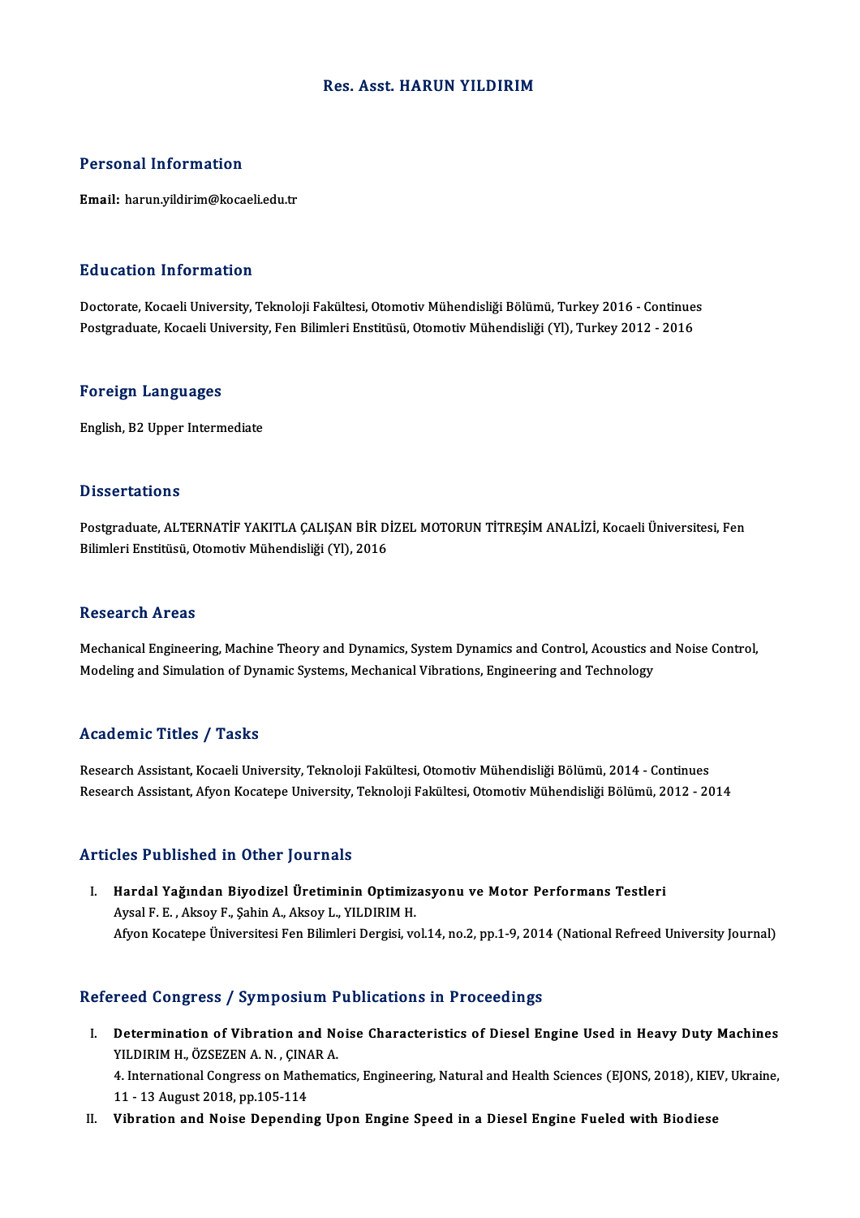# Res. Asst. HARUN YILDIRIM

## Personal Information

**Email:** harun.yildirim@kocaeli.edu.tr

## Education Information

Doctorate, Kocaeli University, Teknoloji Fakültesi, Otomotiv Mühendisliği Bölümü, Turkey 2016 - Continues
Postgraduate, Kocaeli University, Fen Bilimleri Enstitüsü, Otomotiv Mühendisliği (Yl), Turkey 2012 - 2016

## Foreign Languages

English, B2 Upper Intermediate

## Dissertations

Postgraduate, ALTERNATİF YAKITLA ÇALIŞAN BİR DİZEL MOTORUN TİTREŞİM ANALİZİ, Kocaeli Üniversitesi, Fen Bilimleri Enstitüsü, Otomotiv Mühendisliği (Yl), 2016

## Research Areas

Mechanical Engineering, Machine Theory and Dynamics, System Dynamics and Control, Acoustics and Noise Control, Modeling and Simulation of Dynamic Systems, Mechanical Vibrations, Engineering and Technology

## Academic Titles / Tasks

Research Assistant, Kocaeli University, Teknoloji Fakültesi, Otomotiv Mühendisliği Bölümü, 2014 - Continues
Research Assistant, Afyon Kocatepe University, Teknoloji Fakültesi, Otomotiv Mühendisliği Bölümü, 2012 - 2014

## Articles Published in Other Journals

I. **Hardal Yağından Biyodizel Üretiminin Optimizasyonu ve Motor Performans Testleri**
   Aysal F. E. , Aksoy F., Şahin A., Aksoy L., YILDIRIM H.
   Afyon Kocatepe Üniversitesi Fen Bilimleri Dergisi, vol.14, no.2, pp.1-9, 2014 (National Refreed University Journal)

## Refereed Congress / Symposium Publications in Proceedings

I. **Determination of Vibration and Noise Characteristics of Diesel Engine Used in Heavy Duty Machines**
   YILDIRIM H., ÖZSEZEN A. N. , ÇINAR A.
   4. International Congress on Mathematics, Engineering, Natural and Health Sciences (EJONS, 2018), KIEV, Ukraine, 11 - 13 August 2018, pp.105-114

II. **Vibration and Noise Depending Upon Engine Speed in a Diesel Engine Fueled with Biodiese**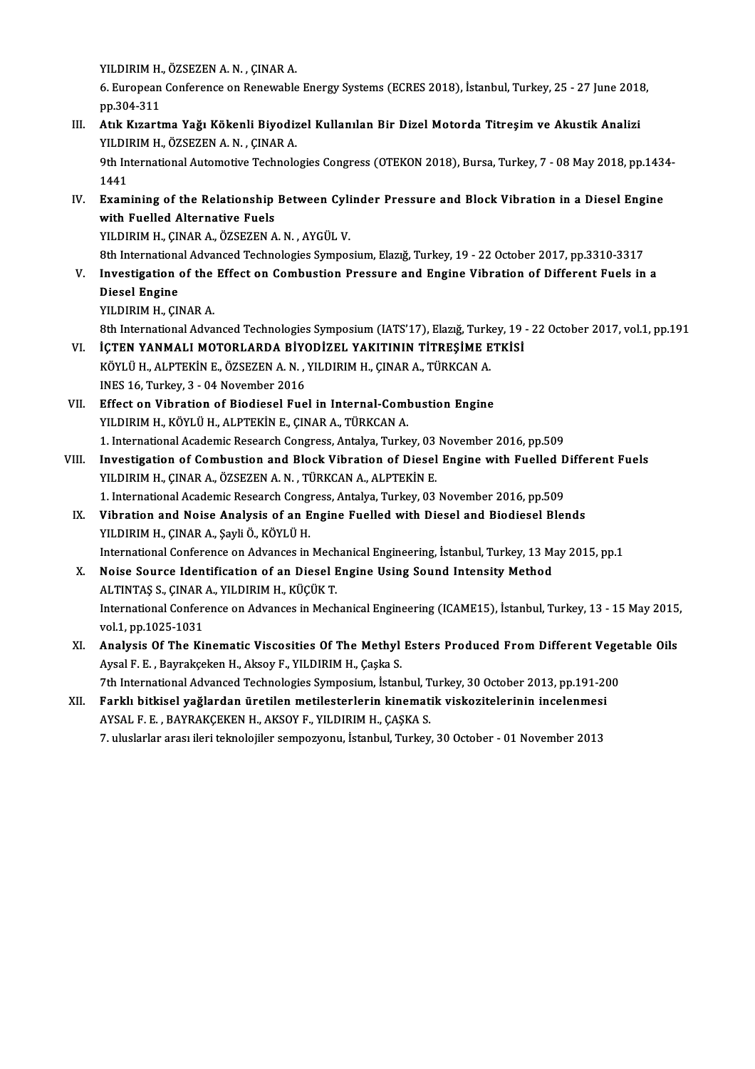YILDIRIM H., ÖZSEZEN A. N. , ÇINAR A.
6. European Conference on Renewable Energy Systems (ECRES 2018), İstanbul, Turkey, 25 - 27 June 2018, pp.304-311

III. **Atık Kızartma Yağı Kökenli Biyodizel Kullanılan Bir Dizel Motorda Titreşim ve Akustik Analizi**
YILDIRIM H., ÖZSEZEN A. N. , ÇINAR A.
9th International Automotive Technologies Congress (OTEKON 2018), Bursa, Turkey, 7 - 08 May 2018, pp.1434-1441

IV. **Examining of the Relationship Between Cylinder Pressure and Block Vibration in a Diesel Engine with Fuelled Alternative Fuels**
YILDIRIM H., ÇINAR A., ÖZSEZEN A. N. , AYGÜL V.
8th International Advanced Technologies Symposium, Elazığ, Turkey, 19 - 22 October 2017, pp.3310-3317

V. **Investigation of the Effect on Combustion Pressure and Engine Vibration of Different Fuels in a Diesel Engine**
YILDIRIM H., ÇINAR A.
8th International Advanced Technologies Symposium (IATS'17), Elazığ, Turkey, 19 - 22 October 2017, vol.1, pp.191

VI. **İÇTEN YANMALI MOTORLARDA BİYODİZEL YAKITININ TİTREŞİME ETKİSİ**
KÖYLÜ H., ALPTEKİN E., ÖZSEZEN A. N. , YILDIRIM H., ÇINAR A., TÜRKCAN A.
INES 16, Turkey, 3 - 04 November 2016

VII. **Effect on Vibration of Biodiesel Fuel in Internal-Combustion Engine**
YILDIRIM H., KÖYLÜ H., ALPTEKİN E., ÇINAR A., TÜRKCAN A.
1. International Academic Research Congress, Antalya, Turkey, 03 November 2016, pp.509

VIII. **Investigation of Combustion and Block Vibration of Diesel Engine with Fuelled Different Fuels**
YILDIRIM H., ÇINAR A., ÖZSEZEN A. N. , TÜRKCAN A., ALPTEKİN E.
1. International Academic Research Congress, Antalya, Turkey, 03 November 2016, pp.509

IX. **Vibration and Noise Analysis of an Engine Fuelled with Diesel and Biodiesel Blends**
YILDIRIM H., ÇINAR A., Şayli Ö., KÖYLÜ H.
International Conference on Advances in Mechanical Engineering, İstanbul, Turkey, 13 May 2015, pp.1

X. **Noise Source Identification of an Diesel Engine Using Sound Intensity Method**
ALTINTAŞ S., ÇINAR A., YILDIRIM H., KÜÇÜK T.
International Conference on Advances in Mechanical Engineering (ICAME15), İstanbul, Turkey, 13 - 15 May 2015, vol.1, pp.1025-1031

XI. **Analysis Of The Kinematic Viscosities Of The Methyl Esters Produced From Different Vegetable Oils**
Aysal F. E. , Bayrakçeken H., Aksoy F., YILDIRIM H., Çaşka S.
7th International Advanced Technologies Symposium, İstanbul, Turkey, 30 October 2013, pp.191-200

XII. **Farklı bitkisel yağlardan üretilen metilesterlerin kinematik viskozitelerinin incelenmesi**
AYSAL F. E. , BAYRAKÇEKEN H., AKSOY F., YILDIRIM H., ÇAŞKA S.
7. uluslarlar arası ileri teknolojiler sempozyonu, İstanbul, Turkey, 30 October - 01 November 2013